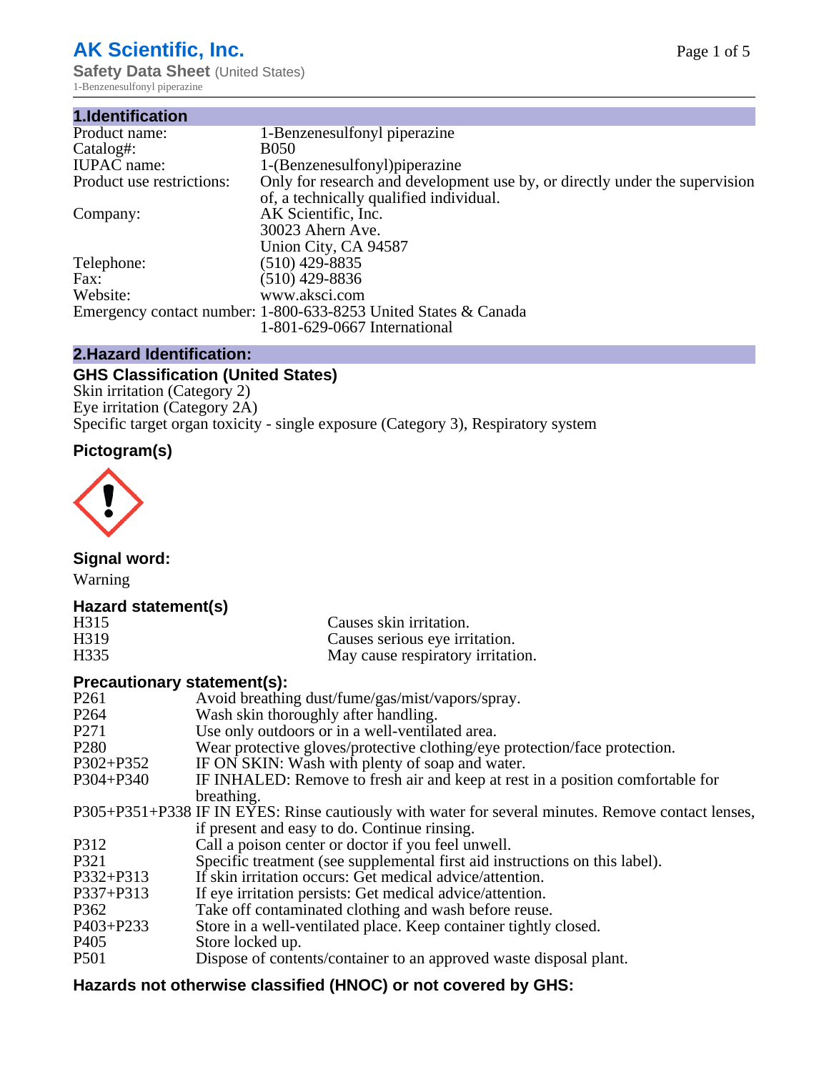# AK Scientific, Inc.

**Safety Data Sheet** (United States)

1-Benzenesulfonyl piperazine

## 1.Identification

| | |
|---|---|
| Product name: | 1-Benzenesulfonyl piperazine |
| Catalog#: | B050 |
| IUPAC name: | 1-(Benzenesulfonyl)piperazine |
| Product use restrictions: | Only for research and development use by, or directly under the supervision of, a technically qualified individual. |
| Company: | AK Scientific, Inc.<br>30023 Ahern Ave.<br>Union City, CA 94587 |
| Telephone: | (510) 429-8835 |
| Fax: | (510) 429-8836 |
| Website: | www.aksci.com |
| Emergency contact number: | 1-800-633-8253 United States & Canada<br>1-801-629-0667 International |

## 2.Hazard Identification:

### GHS Classification (United States)

Skin irritation (Category 2)
Eye irritation (Category 2A)
Specific target organ toxicity - single exposure (Category 3), Respiratory system

### Pictogram(s)

### Signal word:

Warning

### Hazard statement(s)

| | |
|---|---|
| H315 | Causes skin irritation. |
| H319 | Causes serious eye irritation. |
| H335 | May cause respiratory irritation. |

### Precautionary statement(s):

| | |
|---|---|
| P261 | Avoid breathing dust/fume/gas/mist/vapors/spray. |
| P264 | Wash skin thoroughly after handling. |
| P271 | Use only outdoors or in a well-ventilated area. |
| P280 | Wear protective gloves/protective clothing/eye protection/face protection. |
| P302+P352 | IF ON SKIN: Wash with plenty of soap and water. |
| P304+P340 | IF INHALED: Remove to fresh air and keep at rest in a position comfortable for breathing. |
| P305+P351+P338 | IF IN EYES: Rinse cautiously with water for several minutes. Remove contact lenses, if present and easy to do. Continue rinsing. |
| P312 | Call a poison center or doctor if you feel unwell. |
| P321 | Specific treatment (see supplemental first aid instructions on this label). |
| P332+P313 | If skin irritation occurs: Get medical advice/attention. |
| P337+P313 | If eye irritation persists: Get medical advice/attention. |
| P362 | Take off contaminated clothing and wash before reuse. |
| P403+P233 | Store in a well-ventilated place. Keep container tightly closed. |
| P405 | Store locked up. |
| P501 | Dispose of contents/container to an approved waste disposal plant. |

### Hazards not otherwise classified (HNOC) or not covered by GHS: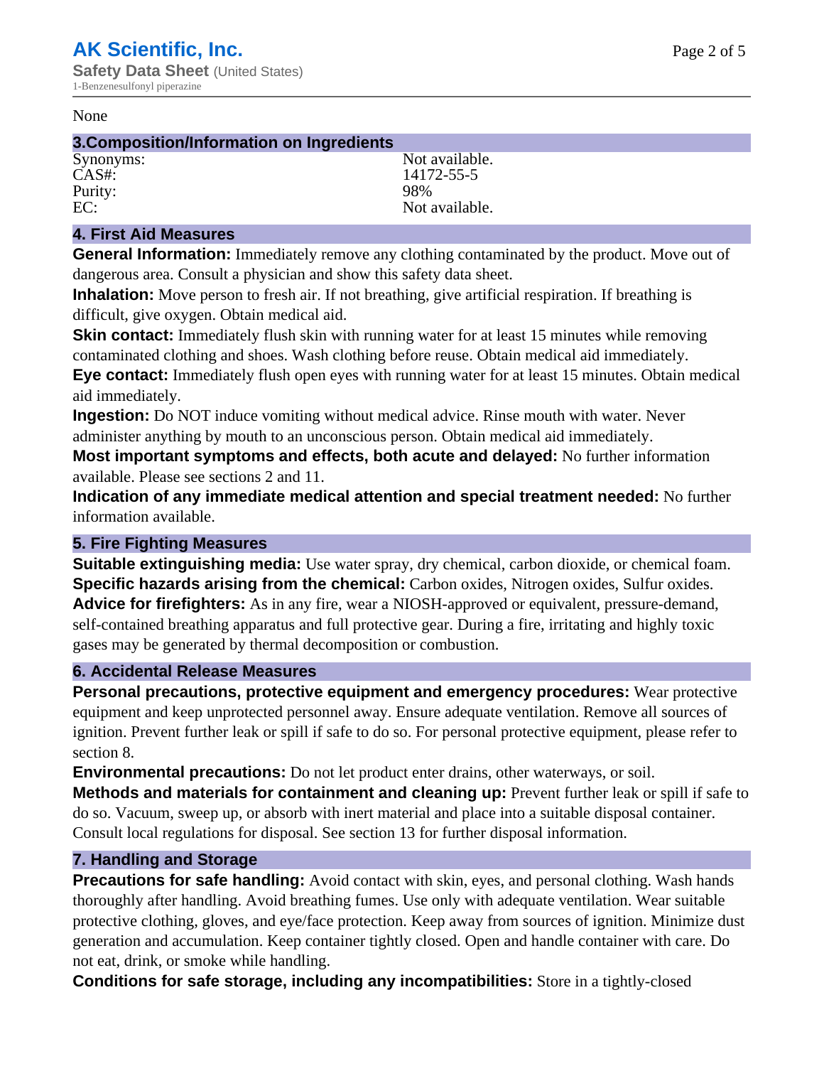None

## 3.Composition/Information on Ingredients

| | |
|---|---|
| Synonyms: | Not available. |
| CAS#: | 14172-55-5 |
| Purity: | 98% |
| EC: | Not available. |

## 4. First Aid Measures

**General Information:** Immediately remove any clothing contaminated by the product. Move out of dangerous area. Consult a physician and show this safety data sheet.

**Inhalation:** Move person to fresh air. If not breathing, give artificial respiration. If breathing is difficult, give oxygen. Obtain medical aid.

**Skin contact:** Immediately flush skin with running water for at least 15 minutes while removing contaminated clothing and shoes. Wash clothing before reuse. Obtain medical aid immediately.

**Eye contact:** Immediately flush open eyes with running water for at least 15 minutes. Obtain medical aid immediately.

**Ingestion:** Do NOT induce vomiting without medical advice. Rinse mouth with water. Never administer anything by mouth to an unconscious person. Obtain medical aid immediately.

**Most important symptoms and effects, both acute and delayed:** No further information available. Please see sections 2 and 11.

**Indication of any immediate medical attention and special treatment needed:** No further information available.

## 5. Fire Fighting Measures

**Suitable extinguishing media:** Use water spray, dry chemical, carbon dioxide, or chemical foam.

**Specific hazards arising from the chemical:** Carbon oxides, Nitrogen oxides, Sulfur oxides.

**Advice for firefighters:** As in any fire, wear a NIOSH-approved or equivalent, pressure-demand, self-contained breathing apparatus and full protective gear. During a fire, irritating and highly toxic gases may be generated by thermal decomposition or combustion.

## 6. Accidental Release Measures

**Personal precautions, protective equipment and emergency procedures:** Wear protective equipment and keep unprotected personnel away. Ensure adequate ventilation. Remove all sources of ignition. Prevent further leak or spill if safe to do so. For personal protective equipment, please refer to section 8.

**Environmental precautions:** Do not let product enter drains, other waterways, or soil.

**Methods and materials for containment and cleaning up:** Prevent further leak or spill if safe to do so. Vacuum, sweep up, or absorb with inert material and place into a suitable disposal container. Consult local regulations for disposal. See section 13 for further disposal information.

## 7. Handling and Storage

**Precautions for safe handling:** Avoid contact with skin, eyes, and personal clothing. Wash hands thoroughly after handling. Avoid breathing fumes. Use only with adequate ventilation. Wear suitable protective clothing, gloves, and eye/face protection. Keep away from sources of ignition. Minimize dust generation and accumulation. Keep container tightly closed. Open and handle container with care. Do not eat, drink, or smoke while handling.

**Conditions for safe storage, including any incompatibilities:** Store in a tightly-closed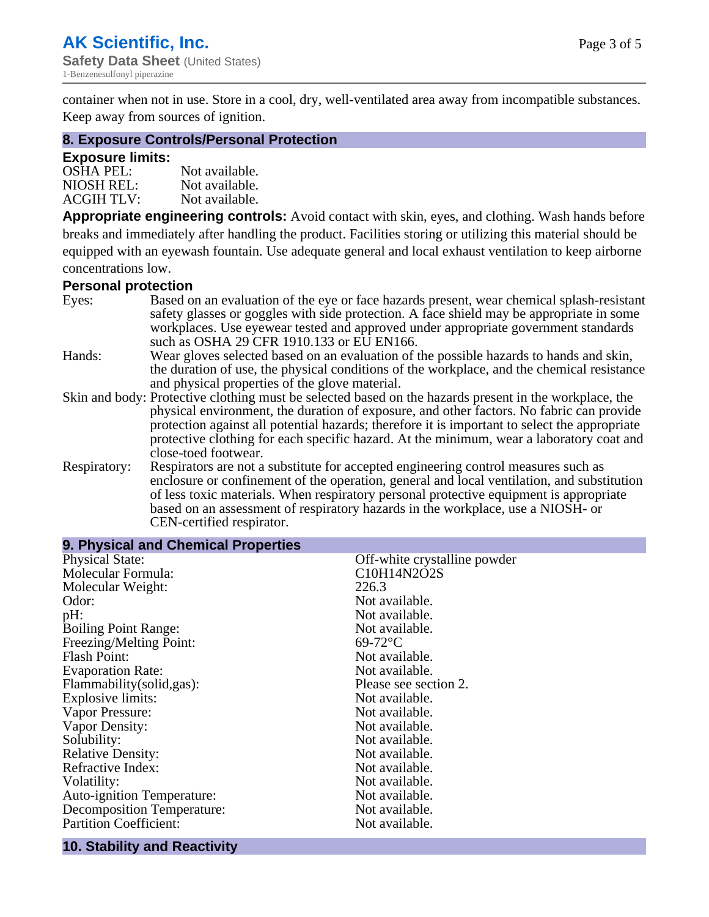container when not in use. Store in a cool, dry, well-ventilated area away from incompatible substances. Keep away from sources of ignition.

## 8. Exposure Controls/Personal Protection

### Exposure limits:

| | |
|---|---|
| OSHA PEL: | Not available. |
| NIOSH REL: | Not available. |
| ACGIH TLV: | Not available. |

**Appropriate engineering controls:** Avoid contact with skin, eyes, and clothing. Wash hands before breaks and immediately after handling the product. Facilities storing or utilizing this material should be equipped with an eyewash fountain. Use adequate general and local exhaust ventilation to keep airborne concentrations low.

### Personal protection

| | |
|---|---|
| Eyes: | Based on an evaluation of the eye or face hazards present, wear chemical splash-resistant safety glasses or goggles with side protection. A face shield may be appropriate in some workplaces. Use eyewear tested and approved under appropriate government standards such as OSHA 29 CFR 1910.133 or EU EN166. |
| Hands: | Wear gloves selected based on an evaluation of the possible hazards to hands and skin, the duration of use, the physical conditions of the workplace, and the chemical resistance and physical properties of the glove material. |
| Skin and body: | Protective clothing must be selected based on the hazards present in the workplace, the physical environment, the duration of exposure, and other factors. No fabric can provide protection against all potential hazards; therefore it is important to select the appropriate protective clothing for each specific hazard. At the minimum, wear a laboratory coat and close-toed footwear. |
| Respiratory: | Respirators are not a substitute for accepted engineering control measures such as enclosure or confinement of the operation, general and local ventilation, and substitution of less toxic materials. When respiratory personal protective equipment is appropriate based on an assessment of respiratory hazards in the workplace, use a NIOSH- or CEN-certified respirator. |

## 9. Physical and Chemical Properties

| | |
|---|---|
| Physical State: | Off-white crystalline powder |
| Molecular Formula: | $C_{10}H_{14}N_2O_2S$ |
| Molecular Weight: | 226.3 |
| Odor: | Not available. |
| pH: | Not available. |
| Boiling Point Range: | Not available. |
| Freezing/Melting Point: | 69-72°C |
| Flash Point: | Not available. |
| Evaporation Rate: | Not available. |
| Flammability(solid,gas): | Please see section 2. |
| Explosive limits: | Not available. |
| Vapor Pressure: | Not available. |
| Vapor Density: | Not available. |
| Solubility: | Not available. |
| Relative Density: | Not available. |
| Refractive Index: | Not available. |
| Volatility: | Not available. |
| Auto-ignition Temperature: | Not available. |
| Decomposition Temperature: | Not available. |
| Partition Coefficient: | Not available. |

## 10. Stability and Reactivity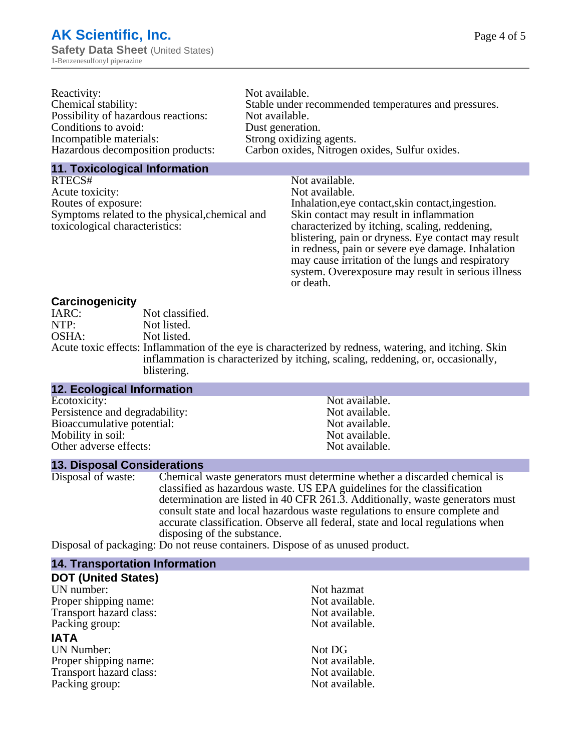Reactivity: Not available.
Chemical stability: Stable under recommended temperatures and pressures.
Possibility of hazardous reactions: Not available.
Conditions to avoid: Dust generation.
Incompatible materials: Strong oxidizing agents.
Hazardous decomposition products: Carbon oxides, Nitrogen oxides, Sulfur oxides.

## 11. Toxicological Information

RTECS#: Not available.
Acute toxicity: Not available.
Routes of exposure: Inhalation,eye contact,skin contact,ingestion.
Symptoms related to the physical,chemical and toxicological characteristics: Skin contact may result in inflammation characterized by itching, scaling, reddening, blistering, pain or dryness. Eye contact may result in redness, pain or severe eye damage. Inhalation may cause irritation of the lungs and respiratory system. Overexposure may result in serious illness or death.

### Carcinogenicity

IARC: Not classified.
NTP: Not listed.
OSHA: Not listed.
Acute toxic effects: Inflammation of the eye is characterized by redness, watering, and itching. Skin inflammation is characterized by itching, scaling, reddening, or, occasionally, blistering.

## 12. Ecological Information

Ecotoxicity: Not available.
Persistence and degradability: Not available.
Bioaccumulative potential: Not available.
Mobility in soil: Not available.
Other adverse effects: Not available.

## 13. Disposal Considerations

Disposal of waste: Chemical waste generators must determine whether a discarded chemical is classified as hazardous waste. US EPA guidelines for the classification determination are listed in 40 CFR 261.3. Additionally, waste generators must consult state and local hazardous waste regulations to ensure complete and accurate classification. Observe all federal, state and local regulations when disposing of the substance.
Disposal of packaging: Do not reuse containers. Dispose of as unused product.

## 14. Transportation Information

### DOT (United States)

UN number: Not hazmat
Proper shipping name: Not available.
Transport hazard class: Not available.
Packing group: Not available.

### IATA

UN Number: Not DG
Proper shipping name: Not available.
Transport hazard class: Not available.
Packing group: Not available.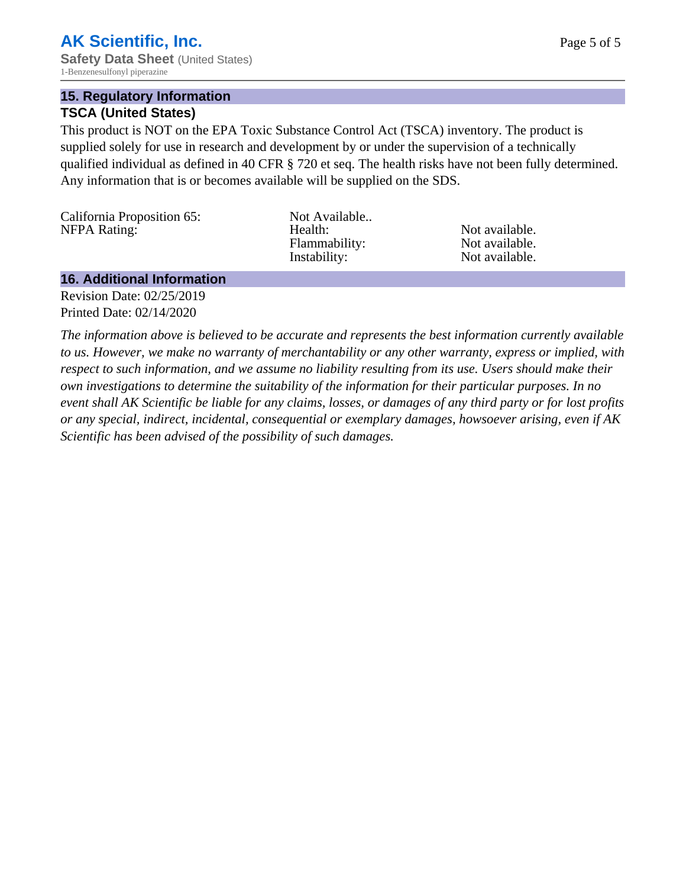## 15. Regulatory Information

### TSCA (United States)

This product is NOT on the EPA Toxic Substance Control Act (TSCA) inventory. The product is supplied solely for use in research and development by or under the supervision of a technically qualified individual as defined in 40 CFR § 720 et seq. The health risks have not been fully determined. Any information that is or becomes available will be supplied on the SDS.

| | | |
|---|---|---|
| California Proposition 65: | Not Available.. | |
| NFPA Rating: | Health: | Not available. |
| | Flammability: | Not available. |
| | Instability: | Not available. |

## 16. Additional Information

Revision Date: 02/25/2019
Printed Date: 02/14/2020

*The information above is believed to be accurate and represents the best information currently available to us. However, we make no warranty of merchantability or any other warranty, express or implied, with respect to such information, and we assume no liability resulting from its use. Users should make their own investigations to determine the suitability of the information for their particular purposes. In no event shall AK Scientific be liable for any claims, losses, or damages of any third party or for lost profits or any special, indirect, incidental, consequential or exemplary damages, howsoever arising, even if AK Scientific has been advised of the possibility of such damages.*